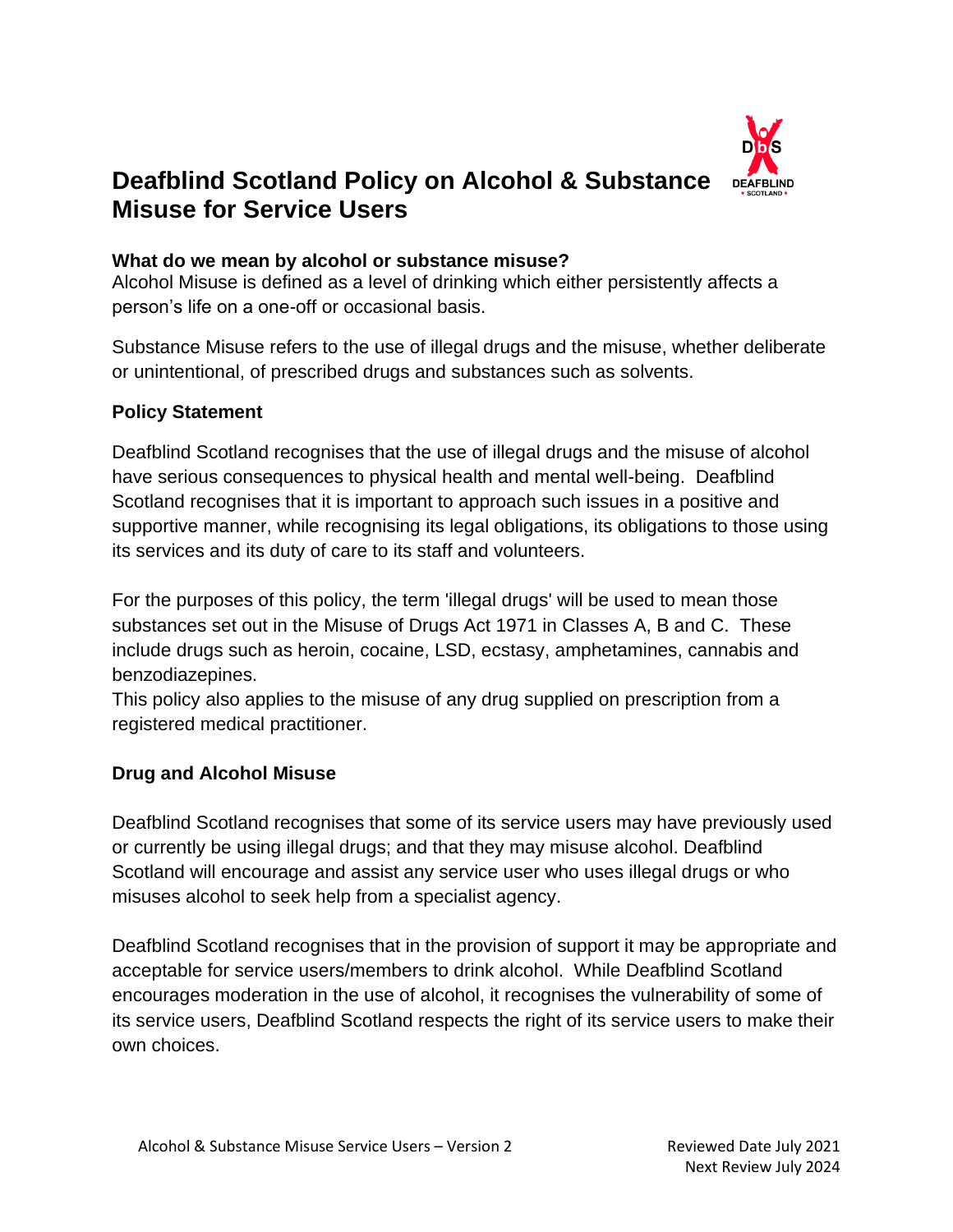# Deafblind Scotland Policy on Alcohol & Substance Misuse for Service Users

**What do we mean by alcohol or substance misuse?**

Alcohol Misuse is defined as a level of drinking which either persistently affects a person's life on a one-off or occasional basis.

Substance Misuse refers to the use of illegal drugs and the misuse, whether deliberate or unintentional, of prescribed drugs and substances such as solvents.

**Policy Statement**

Deafblind Scotland recognises that the use of illegal drugs and the misuse of alcohol have serious consequences to physical health and mental well-being. Deafblind Scotland recognises that it is important to approach such issues in a positive and supportive manner, while recognising its legal obligations, its obligations to those using its services and its duty of care to its staff and volunteers.

For the purposes of this policy, the term 'illegal drugs' will be used to mean those substances set out in the Misuse of Drugs Act 1971 in Classes A, B and C. These include drugs such as heroin, cocaine, LSD, ecstasy, amphetamines, cannabis and benzodiazepines.

This policy also applies to the misuse of any drug supplied on prescription from a registered medical practitioner.

**Drug and Alcohol Misuse**

Deafblind Scotland recognises that some of its service users may have previously used or currently be using illegal drugs; and that they may misuse alcohol. Deafblind Scotland will encourage and assist any service user who uses illegal drugs or who misuses alcohol to seek help from a specialist agency.

Deafblind Scotland recognises that in the provision of support it may be appropriate and acceptable for service users/members to drink alcohol. While Deafblind Scotland encourages moderation in the use of alcohol, it recognises the vulnerability of some of its service users, Deafblind Scotland respects the right of its service users to make their own choices.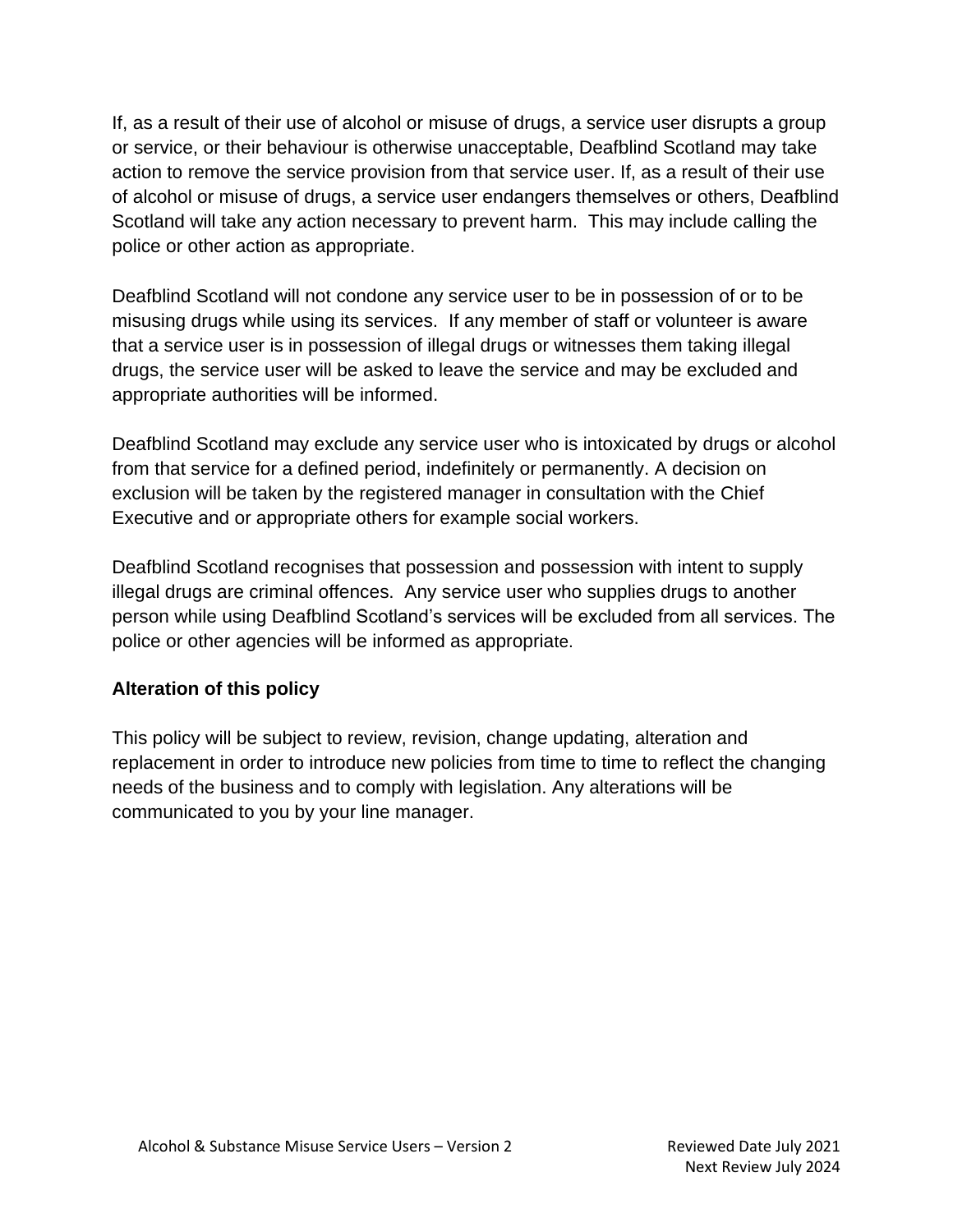If, as a result of their use of alcohol or misuse of drugs, a service user disrupts a group or service, or their behaviour is otherwise unacceptable, Deafblind Scotland may take action to remove the service provision from that service user. If, as a result of their use of alcohol or misuse of drugs, a service user endangers themselves or others, Deafblind Scotland will take any action necessary to prevent harm. This may include calling the police or other action as appropriate.

Deafblind Scotland will not condone any service user to be in possession of or to be misusing drugs while using its services. If any member of staff or volunteer is aware that a service user is in possession of illegal drugs or witnesses them taking illegal drugs, the service user will be asked to leave the service and may be excluded and appropriate authorities will be informed.

Deafblind Scotland may exclude any service user who is intoxicated by drugs or alcohol from that service for a defined period, indefinitely or permanently. A decision on exclusion will be taken by the registered manager in consultation with the Chief Executive and or appropriate others for example social workers.

Deafblind Scotland recognises that possession and possession with intent to supply illegal drugs are criminal offences. Any service user who supplies drugs to another person while using Deafblind Scotland's services will be excluded from all services. The police or other agencies will be informed as appropriate.

**Alteration of this policy**

This policy will be subject to review, revision, change updating, alteration and replacement in order to introduce new policies from time to time to reflect the changing needs of the business and to comply with legislation. Any alterations will be communicated to you by your line manager.